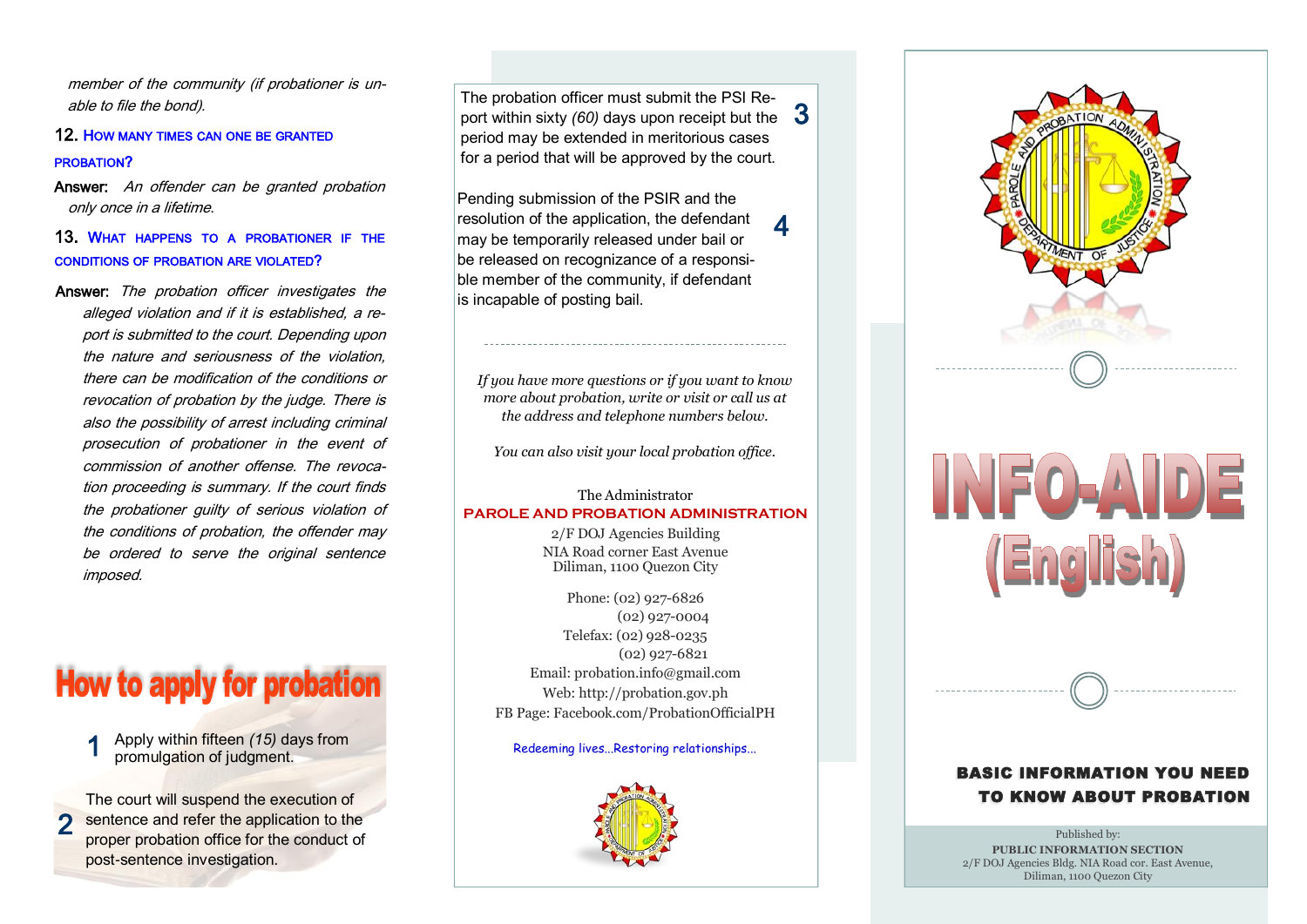*member of the community (if probationer is unable to file the bond).*

### 12. HOW MANY TIMES CAN ONE BE GRANTED PROBATION?

**Answer:** *An offender can be granted probation only once in a lifetime.*

### 13. WHAT HAPPENS TO A PROBATIONER IF THE CONDITIONS OF PROBATION ARE VIOLATED?

**Answer:** *The probation officer investigates the alleged violation and if it is established, a report is submitted to the court. Depending upon the nature and seriousness of the violation, there can be modification of the conditions or revocation of probation by the judge. There is also the possibility of arrest including criminal prosecution of probationer in the event of commission of another offense. The revocation proceeding is summary. If the court finds the probationer guilty of serious violation of the conditions of probation, the offender may be ordered to serve the original sentence imposed.*

## How to apply for probation

1. Apply within fifteen *(15)* days from promulgation of judgment.

2. The court will suspend the execution of sentence and refer the application to the proper probation office for the conduct of post-sentence investigation.

3. The probation officer must submit the PSI Report within sixty *(60)* days upon receipt but the period may be extended in meritorious cases for a period that will be approved by the court.

4. Pending submission of the PSIR and the resolution of the application, the defendant may be temporarily released under bail or be released on recognizance of a responsible member of the community, if defendant is incapable of posting bail.

---

*If you have more questions or if you want to know more about probation, write or visit or call us at the address and telephone numbers below.*

*You can also visit your local probation office.*

The Administrator
**PAROLE AND PROBATION ADMINISTRATION**
2/F DOJ Agencies Building
NIA Road corner East Avenue
Diliman, 1100 Quezon City

Phone: (02) 927-6826
(02) 927-0004
Telefax: (02) 928-0235
(02) 927-6821
Email: probation.info@gmail.com
Web: http://probation.gov.ph
FB Page: Facebook.com/ProbationOfficialPH

Redeeming lives...Restoring relationships...

# INFO-AIDE (English)

**BASIC INFORMATION YOU NEED TO KNOW ABOUT PROBATION**

Published by:
**PUBLIC INFORMATION SECTION**
2/F DOJ Agencies Bldg. NIA Road cor. East Avenue,
Diliman, 1100 Quezon City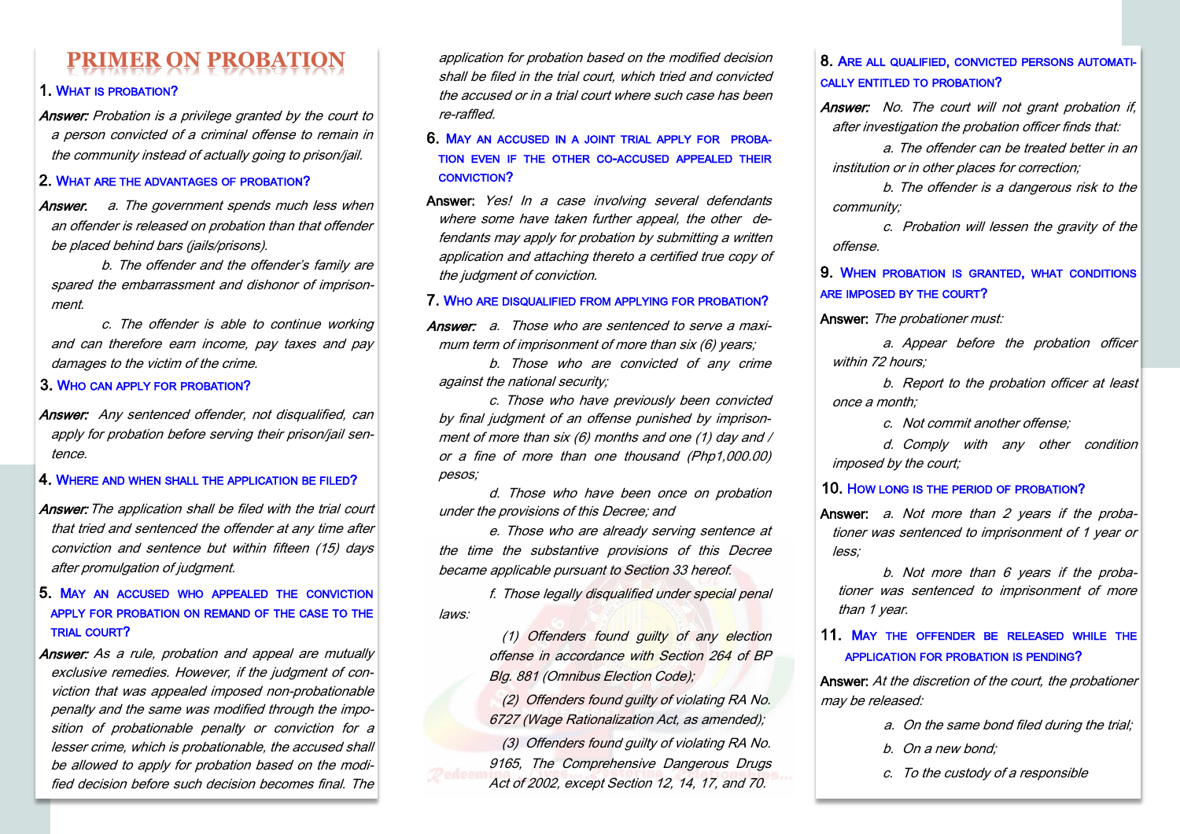# PRIMER ON PROBATION

## 1. What is probation?

***Answer:*** *Probation is a privilege granted by the court to a person convicted of a criminal offense to remain in the community instead of actually going to prison/jail.*

## 2. What are the advantages of probation?

***Answer.*** *a. The government spends much less when an offender is released on probation than that offender be placed behind bars (jails/prisons).*

*b. The offender and the offender's family are spared the embarrassment and dishonor of imprisonment.*

*c. The offender is able to continue working and can therefore earn income, pay taxes and pay damages to the victim of the crime.*

## 3. Who can apply for probation?

***Answer:*** *Any sentenced offender, not disqualified, can apply for probation before serving their prison/jail sentence.*

## 4. Where and when shall the application be filed?

***Answer:*** *The application shall be filed with the trial court that tried and sentenced the offender at any time after conviction and sentence but within fifteen (15) days after promulgation of judgment.*

## 5. May an accused who appealed the conviction apply for probation on remand of the case to the trial court?

***Answer:*** *As a rule, probation and appeal are mutually exclusive remedies. However, if the judgment of conviction that was appealed imposed non-probationable penalty and the same was modified through the imposition of probationable penalty or conviction for a lesser crime, which is probationable, the accused shall be allowed to apply for probation based on the modified decision before such decision becomes final. The application for probation based on the modified decision shall be filed in the trial court, which tried and convicted the accused or in a trial court where such case has been re-raffled.*

## 6. May an accused in a joint trial apply for probation even if the other co-accused appealed their conviction?

**Answer:** *Yes! In a case involving several defendants where some have taken further appeal, the other defendants may apply for probation by submitting a written application and attaching thereto a certified true copy of the judgment of conviction.*

## 7. Who are disqualified from applying for probation?

***Answer:*** *a. Those who are sentenced to serve a maximum term of imprisonment of more than six (6) years;*

*b. Those who are convicted of any crime against the national security;*

*c. Those who have previously been convicted by final judgment of an offense punished by imprisonment of more than six (6) months and one (1) day and / or a fine of more than one thousand (Php1,000.00) pesos;*

*d. Those who have been once on probation under the provisions of this Decree; and*

*e. Those who are already serving sentence at the time the substantive provisions of this Decree became applicable pursuant to Section 33 hereof.*

*f. Those legally disqualified under special penal laws:*

*(1) Offenders found guilty of any election offense in accordance with Section 264 of BP Blg. 881 (Omnibus Election Code);*

*(2) Offenders found guilty of violating RA No. 6727 (Wage Rationalization Act, as amended);*

*(3) Offenders found guilty of violating RA No. 9165, The Comprehensive Dangerous Drugs Act of 2002, except Section 12, 14, 17, and 70.*

## 8. Are all qualified, convicted persons automatically entitled to probation?

***Answer:*** *No. The court will not grant probation if, after investigation the probation officer finds that:*

*a. The offender can be treated better in an institution or in other places for correction;*

*b. The offender is a dangerous risk to the community;*

*c. Probation will lessen the gravity of the offense.*

## 9. When probation is granted, what conditions are imposed by the court?

**Answer:** *The probationer must:*

*a. Appear before the probation officer within 72 hours;*

*b. Report to the probation officer at least once a month;*

*c. Not commit another offense;*

*d. Comply with any other condition imposed by the court;*

## 10. How long is the period of probation?

**Answer:** *a. Not more than 2 years if the probationer was sentenced to imprisonment of 1 year or less;*

*b. Not more than 6 years if the probationer was sentenced to imprisonment of more than 1 year.*

## 11. May the offender be released while the application for probation is pending?

**Answer:** *At the discretion of the court, the probationer may be released:*

*a. On the same bond filed during the trial;*

*b. On a new bond;*

*c. To the custody of a responsible*